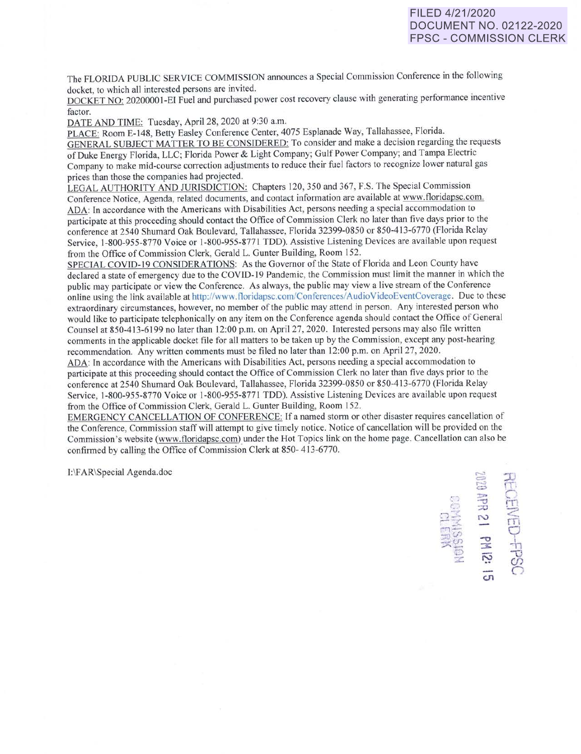FILED 4/21/2020
DOCUMENT NO. 02122-2020
FPSC - COMMISSION CLERK

The FLORIDA PUBLIC SERVICE COMMISSION announces a Special Commission Conference in the following docket, to which all interested persons are invited.

DOCKET NO: 20200001-EI Fuel and purchased power cost recovery clause with generating performance incentive factor.

DATE AND TIME: Tuesday, April 28, 2020 at 9:30 a.m.

PLACE: Room E-148, Betty Easley Conference Center, 4075 Esplanade Way, Tallahassee, Florida.

GENERAL SUBJECT MATTER TO BE CONSIDERED: To consider and make a decision regarding the requests of Duke Energy Florida, LLC; Florida Power & Light Company; Gulf Power Company; and Tampa Electric Company to make mid-course correction adjustments to reduce their fuel factors to recognize lower natural gas prices than those the companies had projected.

LEGAL AUTHORITY AND JURISDICTION: Chapters 120, 350 and 367, F.S. The Special Commission Conference Notice, Agenda, related documents, and contact information are available at www.floridapsc.com.

ADA: In accordance with the Americans with Disabilities Act, persons needing a special accommodation to participate at this proceeding should contact the Office of Commission Clerk no later than five days prior to the conference at 2540 Shumard Oak Boulevard, Tallahassee, Florida 32399-0850 or 850-413-6770 (Florida Relay Service, 1-800-955-8770 Voice or 1-800-955-8771 TDD). Assistive Listening Devices are available upon request from the Office of Commission Clerk, Gerald L. Gunter Building, Room 152.

SPECIAL COVID-19 CONSIDERATIONS: As the Governor of the State of Florida and Leon County have declared a state of emergency due to the COVID-19 Pandemic, the Commission must limit the manner in which the public may participate or view the Conference. As always, the public may view a live stream of the Conference online using the link available at http://www.floridapsc.com/Conferences/AudioVideoEventCoverage. Due to these extraordinary circumstances, however, no member of the public may attend in person. Any interested person who would like to participate telephonically on any item on the Conference agenda should contact the Office of General Counsel at 850-413-6199 no later than 12:00 p.m. on April 27, 2020. Interested persons may also file written comments in the applicable docket file for all matters to be taken up by the Commission, except any post-hearing recommendation. Any written comments must be filed no later than 12:00 p.m. on April 27, 2020.

ADA: In accordance with the Americans with Disabilities Act, persons needing a special accommodation to participate at this proceeding should contact the Office of Commission Clerk no later than five days prior to the conference at 2540 Shumard Oak Boulevard, Tallahassee, Florida 32399-0850 or 850-413-6770 (Florida Relay Service, 1-800-955-8770 Voice or 1-800-955-8771 TDD). Assistive Listening Devices are available upon request from the Office of Commission Clerk, Gerald L. Gunter Building, Room 152.

EMERGENCY CANCELLATION OF CONFERENCE: If a named storm or other disaster requires cancellation of the Conference, Commission staff will attempt to give timely notice. Notice of cancellation will be provided on the Commission's website (www.floridapsc.com) under the Hot Topics link on the home page. Cancellation can also be confirmed by calling the Office of Commission Clerk at 850- 413-6770.

I:\FAR\Special Agenda.doc

RECEIVED-FPSC
2020 APR 21 PM 12: 15
COMMISSION CLERK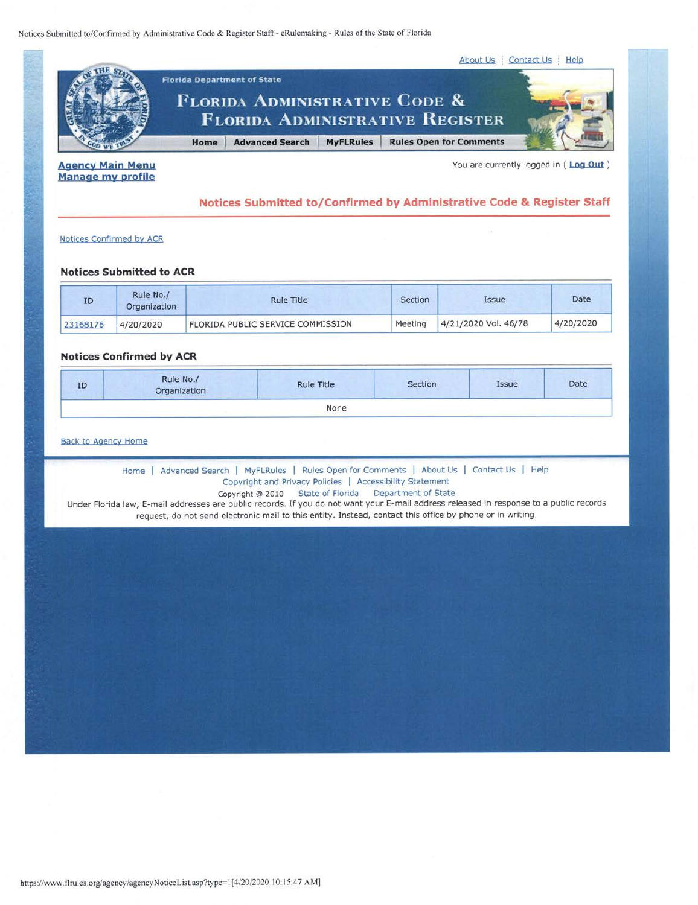About Us | Contact Us | Help

Florida Department of State

# FLORIDA ADMINISTRATIVE CODE & FLORIDA ADMINISTRATIVE REGISTER

Home | Advanced Search | MyFLRules | Rules Open for Comments

**Agency Main Menu**
**Manage my profile**

You are currently logged in ( **Log Out** )

## Notices Submitted to/Confirmed by Administrative Code & Register Staff

Notices Confirmed by ACR

### Notices Submitted to ACR

| ID | Rule No./ Organization | Rule Title | Section | Issue | Date |
|---|---|---|---|---|---|
| 23168176 | 4/20/2020 | FLORIDA PUBLIC SERVICE COMMISSION | Meeting | 4/21/2020 Vol. 46/78 | 4/20/2020 |

### Notices Confirmed by ACR

| ID | Rule No./ Organization | Rule Title | Section | Issue | Date |
|---|---|---|---|---|---|
| None | | | | | |

Back to Agency Home

Home | Advanced Search | MyFLRules | Rules Open for Comments | About Us | Contact Us | Help
Copyright and Privacy Policies | Accessibility Statement
Copyright @ 2010 State of Florida Department of State

Under Florida law, E-mail addresses are public records. If you do not want your E-mail address released in response to a public records request, do not send electronic mail to this entity. Instead, contact this office by phone or in writing.